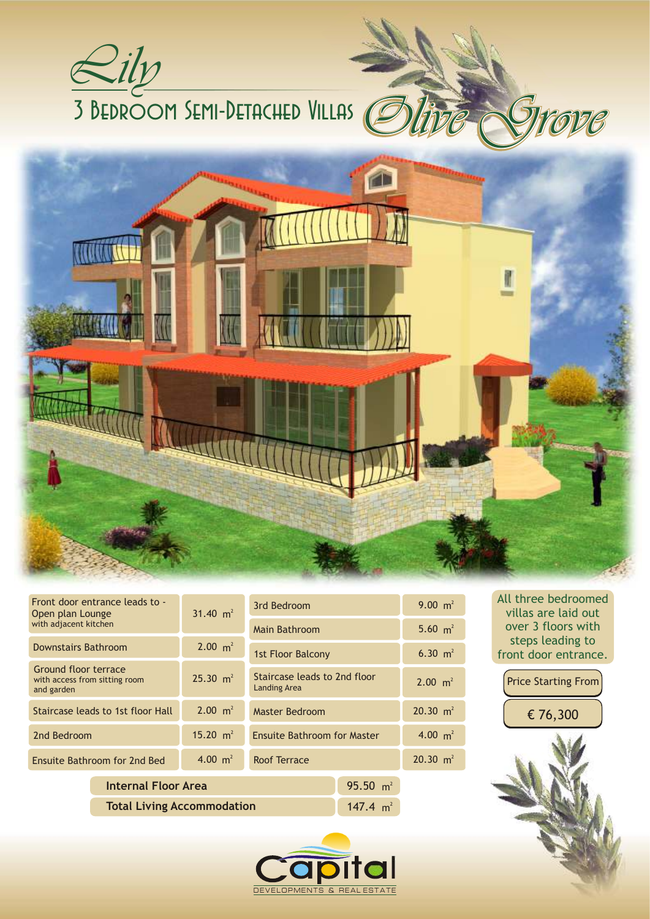# Lily

## 3 Bedroom Semi-Detached Villas

# Olive Grove

| | | | |
|---|---|---|---|
| Front door entrance leads to - Open plan Lounge with adjacent kitchen | 31.40 $m^2$ | 3rd Bedroom | 9.00 $m^2$ |
| | | Main Bathroom | 5.60 $m^2$ |
| Downstairs Bathroom | 2.00 $m^2$ | 1st Floor Balcony | 6.30 $m^2$ |
| Ground floor terrace with access from sitting room and garden | 25.30 $m^2$ | Staircase leads to 2nd floor Landing Area | 2.00 $m^2$ |
| Staircase leads to 1st floor Hall | 2.00 $m^2$ | Master Bedroom | 20.30 $m^2$ |
| 2nd Bedroom | 15.20 $m^2$ | Ensuite Bathroom for Master | 4.00 $m^2$ |
| Ensuite Bathroom for 2nd Bed | 4.00 $m^2$ | Roof Terrace | 20.30 $m^2$ |

| | |
|---|---|
| **Internal Floor Area** | 95.50 $m^2$ |
| **Total Living Accommodation** | 147.4 $m^2$ |

All three bedroomed villas are laid out over 3 floors with steps leading to front door entrance.

Price Starting From

€ 76,300

Capital
DEVELOPMENTS & REAL ESTATE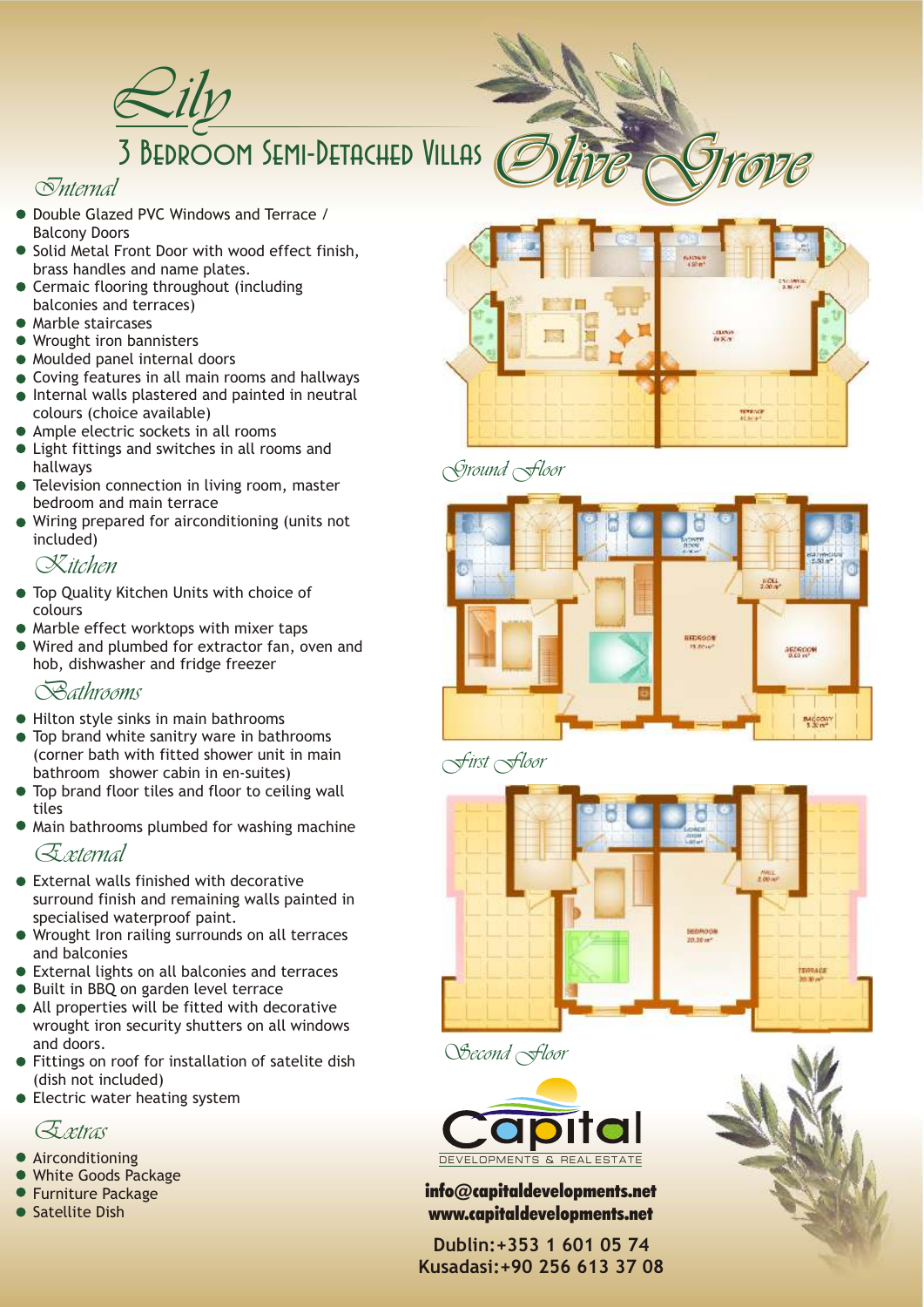# Lily

## 3 Bedroom Semi-Detached Villas

**Olive Grove**

### Internal

- Double Glazed PVC Windows and Terrace / Balcony Doors
- Solid Metal Front Door with wood effect finish, brass handles and name plates.
- Cermaic flooring throughout (including balconies and terraces)
- Marble staircases
- Wrought iron bannisters
- Moulded panel internal doors
- Coving features in all main rooms and hallways
- Internal walls plastered and painted in neutral colours (choice available)
- Ample electric sockets in all rooms
- Light fittings and switches in all rooms and hallways
- Television connection in living room, master bedroom and main terrace
- Wiring prepared for airconditioning (units not included)

### Kitchen

- Top Quality Kitchen Units with choice of colours
- Marble effect worktops with mixer taps
- Wired and plumbed for extractor fan, oven and hob, dishwasher and fridge freezer

### Bathrooms

- Hilton style sinks in main bathrooms
- Top brand white sanitry ware in bathrooms (corner bath with fitted shower unit in main bathroom shower cabin in en-suites)
- Top brand floor tiles and floor to ceiling wall tiles
- Main bathrooms plumbed for washing machine

### External

- External walls finished with decorative surround finish and remaining walls painted in specialised waterproof paint.
- Wrought Iron railing surrounds on all terraces and balconies
- External lights on all balconies and terraces
- Built in BBQ on garden level terrace
- All properties will be fitted with decorative wrought iron security shutters on all windows and doors.
- Fittings on roof for installation of satelite dish (dish not included)
- Electric water heating system

### Extras

- Airconditioning
- White Goods Package
- Furniture Package
- Satellite Dish

Ground Floor

First Floor

Second Floor

Capital
DEVELOPMENTS & REAL ESTATE

**info@capitaldevelopments.net**
**www.capitaldevelopments.net**

**Dublin: +353 1 601 05 74**
**Kusadasi: +90 256 613 37 08**